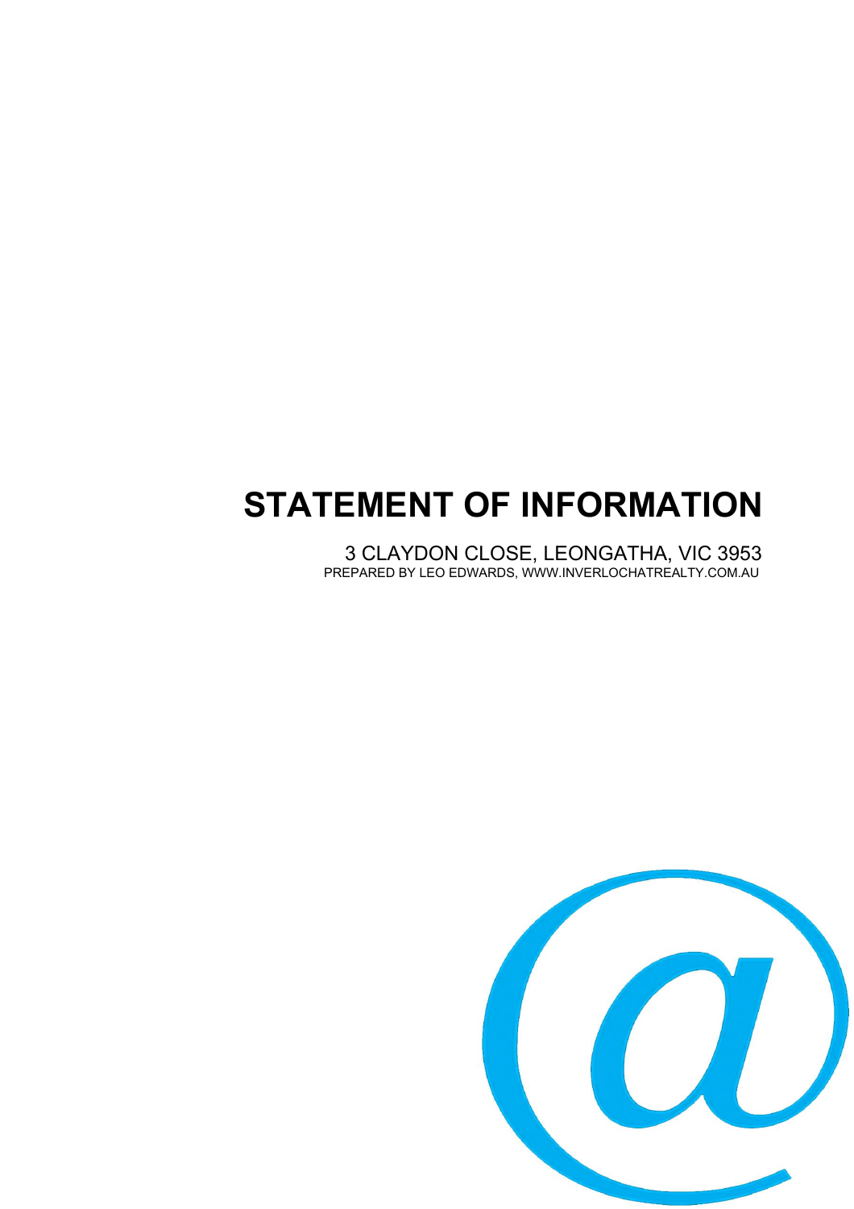# STATEMENT OF INFORMATION

3 CLAYDON CLOSE, LEONGATHA, VIC 3953

PREPARED BY LEO EDWARDS, WWW.INVERLOCHATREALTY.COM.AU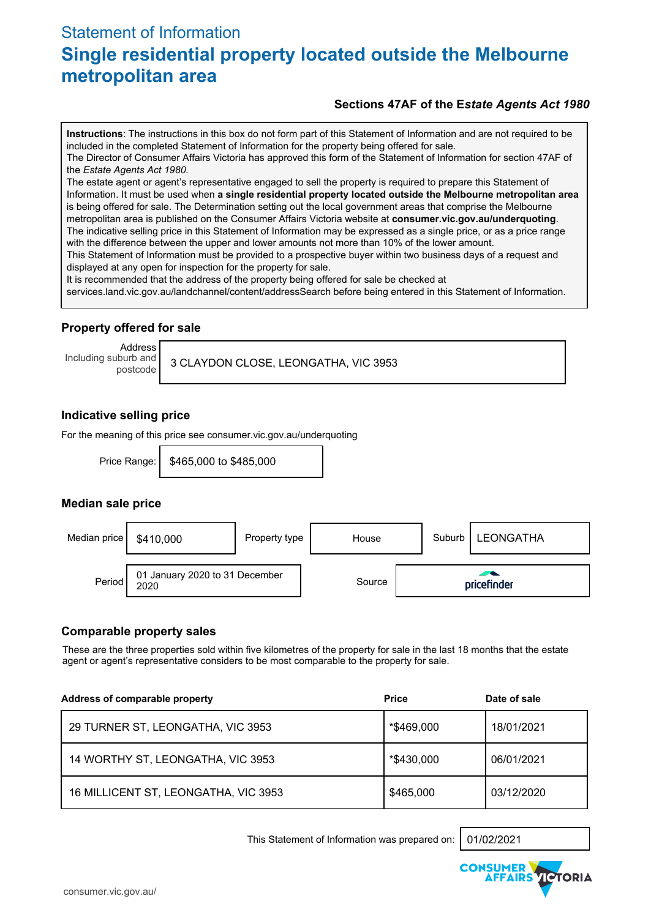# Statement of Information

## Single residential property located outside the Melbourne metropolitan area

**Sections 47AF of the *Estate Agents Act 1980***

> **Instructions**: The instructions in this box do not form part of this Statement of Information and are not required to be included in the completed Statement of Information for the property being offered for sale.
> The Director of Consumer Affairs Victoria has approved this form of the Statement of Information for section 47AF of the *Estate Agents Act 1980.*
> The estate agent or agent's representative engaged to sell the property is required to prepare this Statement of Information. It must be used when **a single residential property located outside the Melbourne metropolitan area** is being offered for sale. The Determination setting out the local government areas that comprise the Melbourne metropolitan area is published on the Consumer Affairs Victoria website at **consumer.vic.gov.au/underquoting**.
> The indicative selling price in this Statement of Information may be expressed as a single price, or as a price range with the difference between the upper and lower amounts not more than 10% of the lower amount.
> This Statement of Information must be provided to a prospective buyer within two business days of a request and displayed at any open for inspection for the property for sale.
> It is recommended that the address of the property being offered for sale be checked at services.land.vic.gov.au/landchannel/content/addressSearch before being entered in this Statement of Information.

### Property offered for sale

| | |
|---|---|
| Address Including suburb and postcode | 3 CLAYDON CLOSE, LEONGATHA, VIC 3953 |

### Indicative selling price

For the meaning of this price see consumer.vic.gov.au/underquoting

| | |
|---|---|
| Price Range: | $465,000 to $485,000 |

### Median sale price

| | | | | | |
|---|---|---|---|---|---|
| Median price | $410,000 | Property type | House | Suburb | LEONGATHA |
| Period | 01 January 2020 to 31 December 2020 | Source | pricefinder | | |

### Comparable property sales

These are the three properties sold within five kilometres of the property for sale in the last 18 months that the estate agent or agent's representative considers to be most comparable to the property for sale.

| Address of comparable property | Price | Date of sale |
|---|---|---|
| 29 TURNER ST, LEONGATHA, VIC 3953 | *$469,000 | 18/01/2021 |
| 14 WORTHY ST, LEONGATHA, VIC 3953 | *$430,000 | 06/01/2021 |
| 16 MILLICENT ST, LEONGATHA, VIC 3953 | $465,000 | 03/12/2020 |

This Statement of Information was prepared on: 01/02/2021